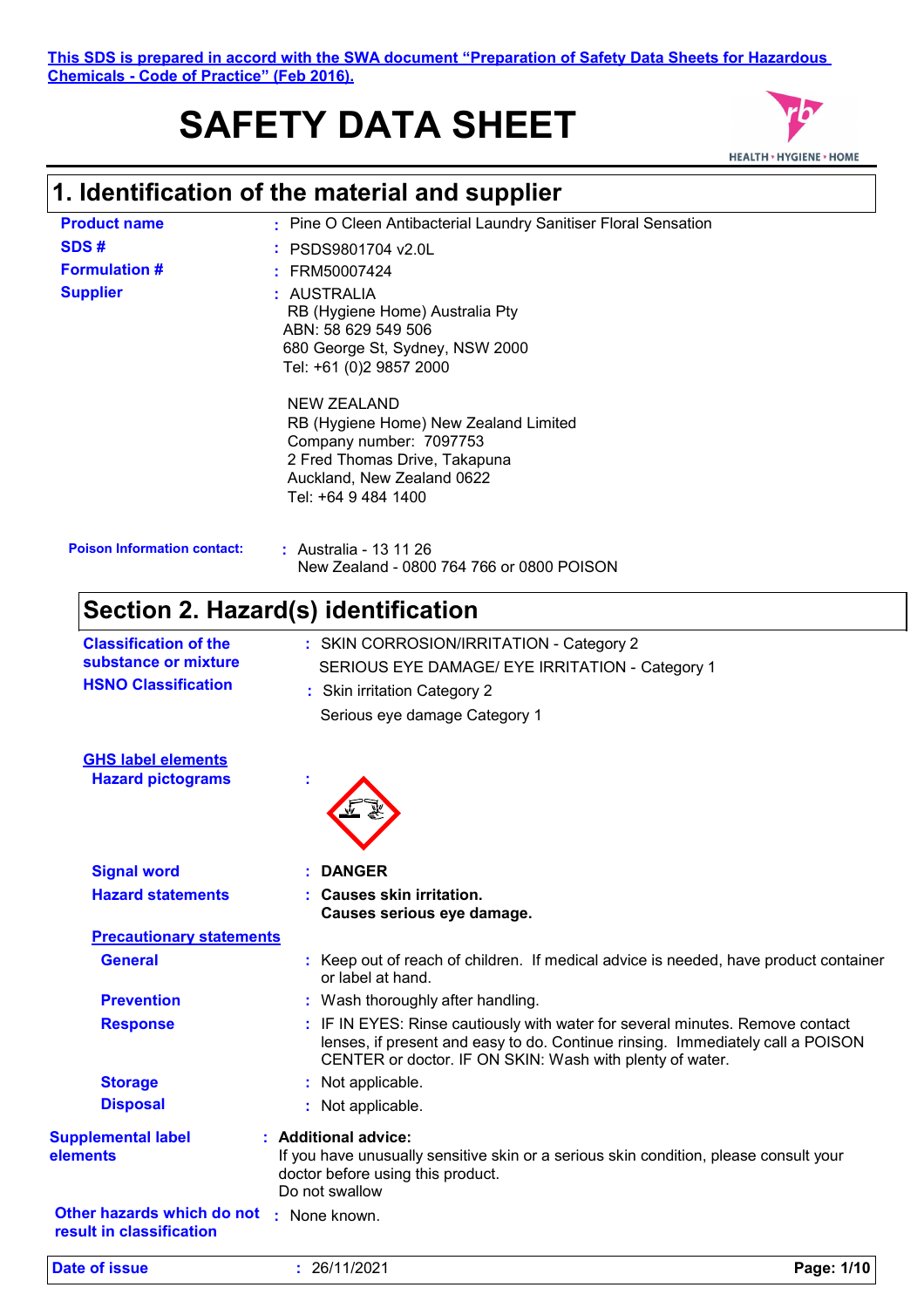This SDS is prepared in accord with the SWA document "Preparation of Safety Data Sheets for Hazardous Chemicals - Code of Practice" (Feb 2016).

# SAFETY DATA SHEET

## 1. Identification of the material and supplier

**Product name** : Pine O Cleen Antibacterial Laundry Sanitiser Floral Sensation

**SDS #** : PSDS9801704 v2.0L

**Formulation #** : FRM50007424

**Supplier** : AUSTRALIA
RB (Hygiene Home) Australia Pty
ABN: 58 629 549 506
680 George St, Sydney, NSW 2000
Tel: +61 (0)2 9857 2000

NEW ZEALAND
RB (Hygiene Home) New Zealand Limited
Company number: 7097753
2 Fred Thomas Drive, Takapuna
Auckland, New Zealand 0622
Tel: +64 9 484 1400

**Poison Information contact:** : Australia - 13 11 26
New Zealand - 0800 764 766 or 0800 POISON

## Section 2. Hazard(s) identification

**Classification of the substance or mixture** : SKIN CORROSION/IRRITATION - Category 2
SERIOUS EYE DAMAGE/ EYE IRRITATION - Category 1

**HSNO Classification** : Skin irritation Category 2
Serious eye damage Category 1

**GHS label elements**

**Hazard pictograms** :

**Signal word** : **DANGER**

**Hazard statements** : **Causes skin irritation.**
**Causes serious eye damage.**

**Precautionary statements**

**General** : Keep out of reach of children. If medical advice is needed, have product container or label at hand.

**Prevention** : Wash thoroughly after handling.

**Response** : IF IN EYES: Rinse cautiously with water for several minutes. Remove contact lenses, if present and easy to do. Continue rinsing. Immediately call a POISON CENTER or doctor. IF ON SKIN: Wash with plenty of water.

**Storage** : Not applicable.

**Disposal** : Not applicable.

**Supplemental label elements** : **Additional advice:**
If you have unusually sensitive skin or a serious skin condition, please consult your doctor before using this product.
Do not swallow

**Other hazards which do not result in classification** : None known.

**Date of issue** : 26/11/2021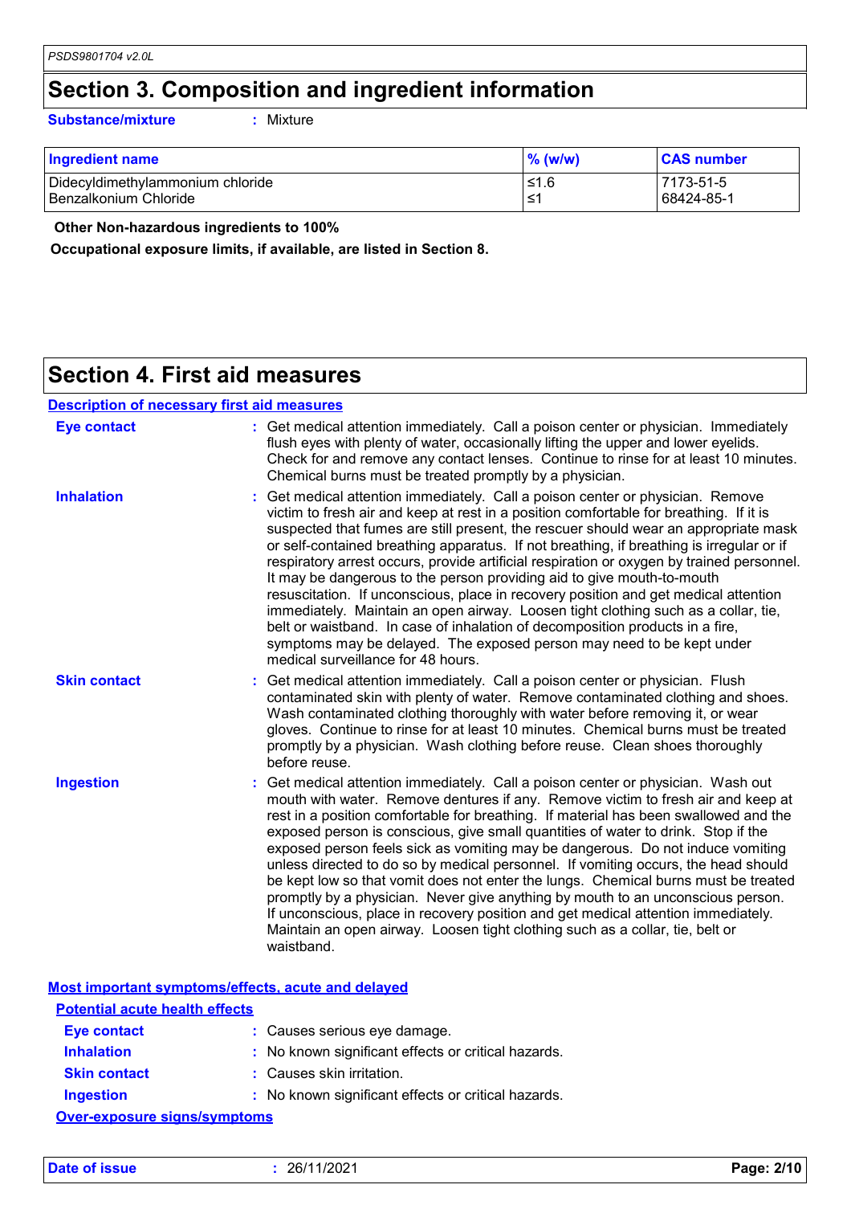## Section 3. Composition and ingredient information

**Substance/mixture** : Mixture

| Ingredient name | % (w/w) | CAS number |
|---|---|---|
| Didecyldimethylammonium chloride | ≤1.6 | 7173-51-5 |
| Benzalkonium Chloride | ≤1 | 68424-85-1 |

**Other Non-hazardous ingredients to 100%**

**Occupational exposure limits, if available, are listed in Section 8.**

## Section 4. First aid measures

**Description of necessary first aid measures**

**Eye contact** : Get medical attention immediately. Call a poison center or physician. Immediately flush eyes with plenty of water, occasionally lifting the upper and lower eyelids. Check for and remove any contact lenses. Continue to rinse for at least 10 minutes. Chemical burns must be treated promptly by a physician.

**Inhalation** : Get medical attention immediately. Call a poison center or physician. Remove victim to fresh air and keep at rest in a position comfortable for breathing. If it is suspected that fumes are still present, the rescuer should wear an appropriate mask or self-contained breathing apparatus. If not breathing, if breathing is irregular or if respiratory arrest occurs, provide artificial respiration or oxygen by trained personnel. It may be dangerous to the person providing aid to give mouth-to-mouth resuscitation. If unconscious, place in recovery position and get medical attention immediately. Maintain an open airway. Loosen tight clothing such as a collar, tie, belt or waistband. In case of inhalation of decomposition products in a fire, symptoms may be delayed. The exposed person may need to be kept under medical surveillance for 48 hours.

**Skin contact** : Get medical attention immediately. Call a poison center or physician. Flush contaminated skin with plenty of water. Remove contaminated clothing and shoes. Wash contaminated clothing thoroughly with water before removing it, or wear gloves. Continue to rinse for at least 10 minutes. Chemical burns must be treated promptly by a physician. Wash clothing before reuse. Clean shoes thoroughly before reuse.

**Ingestion** : Get medical attention immediately. Call a poison center or physician. Wash out mouth with water. Remove dentures if any. Remove victim to fresh air and keep at rest in a position comfortable for breathing. If material has been swallowed and the exposed person is conscious, give small quantities of water to drink. Stop if the exposed person feels sick as vomiting may be dangerous. Do not induce vomiting unless directed to do so by medical personnel. If vomiting occurs, the head should be kept low so that vomit does not enter the lungs. Chemical burns must be treated promptly by a physician. Never give anything by mouth to an unconscious person. If unconscious, place in recovery position and get medical attention immediately. Maintain an open airway. Loosen tight clothing such as a collar, tie, belt or waistband.

**Most important symptoms/effects, acute and delayed**

**Potential acute health effects**

**Eye contact** : Causes serious eye damage.

**Inhalation** : No known significant effects or critical hazards.

**Skin contact** : Causes skin irritation.

**Ingestion** : No known significant effects or critical hazards.

**Over-exposure signs/symptoms**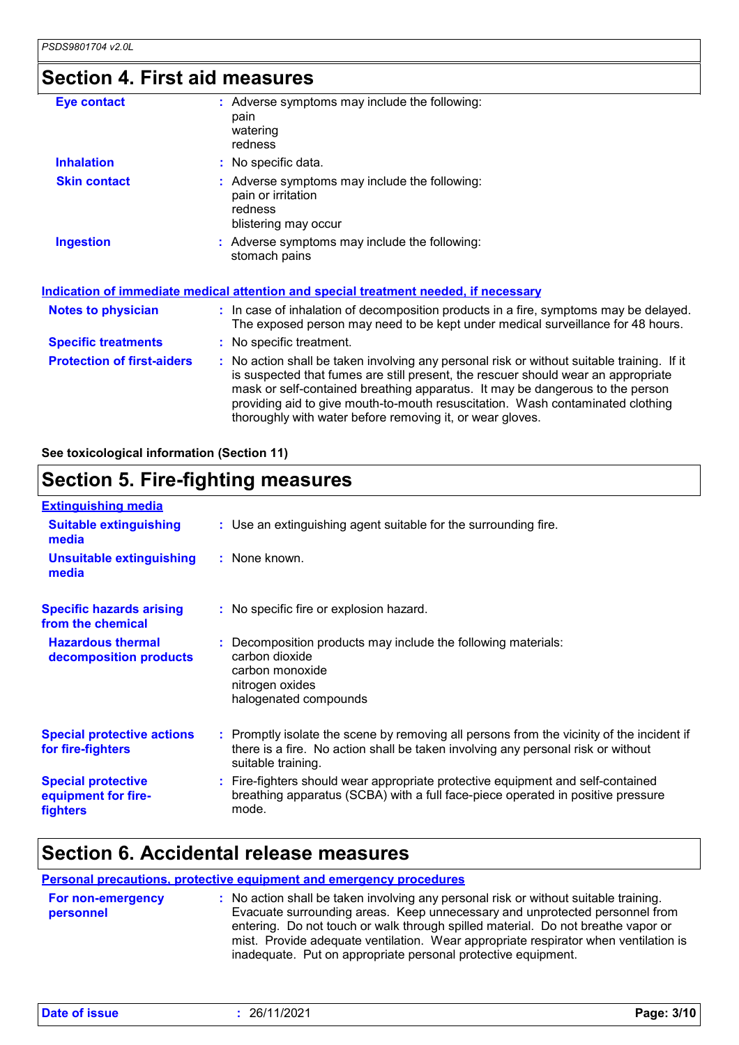## Section 4. First aid measures

| | |
|---|---|
| **Eye contact** | : Adverse symptoms may include the following:<br>pain<br>watering<br>redness |
| **Inhalation** | : No specific data. |
| **Skin contact** | : Adverse symptoms may include the following:<br>pain or irritation<br>redness<br>blistering may occur |
| **Ingestion** | : Adverse symptoms may include the following:<br>stomach pains |

### Indication of immediate medical attention and special treatment needed, if necessary

| | |
|---|---|
| **Notes to physician** | : In case of inhalation of decomposition products in a fire, symptoms may be delayed. The exposed person may need to be kept under medical surveillance for 48 hours. |
| **Specific treatments** | : No specific treatment. |
| **Protection of first-aiders** | : No action shall be taken involving any personal risk or without suitable training. If it is suspected that fumes are still present, the rescuer should wear an appropriate mask or self-contained breathing apparatus. It may be dangerous to the person providing aid to give mouth-to-mouth resuscitation. Wash contaminated clothing thoroughly with water before removing it, or wear gloves. |

**See toxicological information (Section 11)**

## Section 5. Fire-fighting measures

### Extinguishing media

| | |
|---|---|
| **Suitable extinguishing media** | : Use an extinguishing agent suitable for the surrounding fire. |
| **Unsuitable extinguishing media** | : None known. |
| **Specific hazards arising from the chemical** | : No specific fire or explosion hazard. |
| **Hazardous thermal decomposition products** | : Decomposition products may include the following materials:<br>carbon dioxide<br>carbon monoxide<br>nitrogen oxides<br>halogenated compounds |
| **Special protective actions for fire-fighters** | : Promptly isolate the scene by removing all persons from the vicinity of the incident if there is a fire. No action shall be taken involving any personal risk or without suitable training. |
| **Special protective equipment for fire-fighters** | : Fire-fighters should wear appropriate protective equipment and self-contained breathing apparatus (SCBA) with a full face-piece operated in positive pressure mode. |

## Section 6. Accidental release measures

### Personal precautions, protective equipment and emergency procedures

| | |
|---|---|
| **For non-emergency personnel** | : No action shall be taken involving any personal risk or without suitable training. Evacuate surrounding areas. Keep unnecessary and unprotected personnel from entering. Do not touch or walk through spilled material. Do not breathe vapor or mist. Provide adequate ventilation. Wear appropriate respirator when ventilation is inadequate. Put on appropriate personal protective equipment. |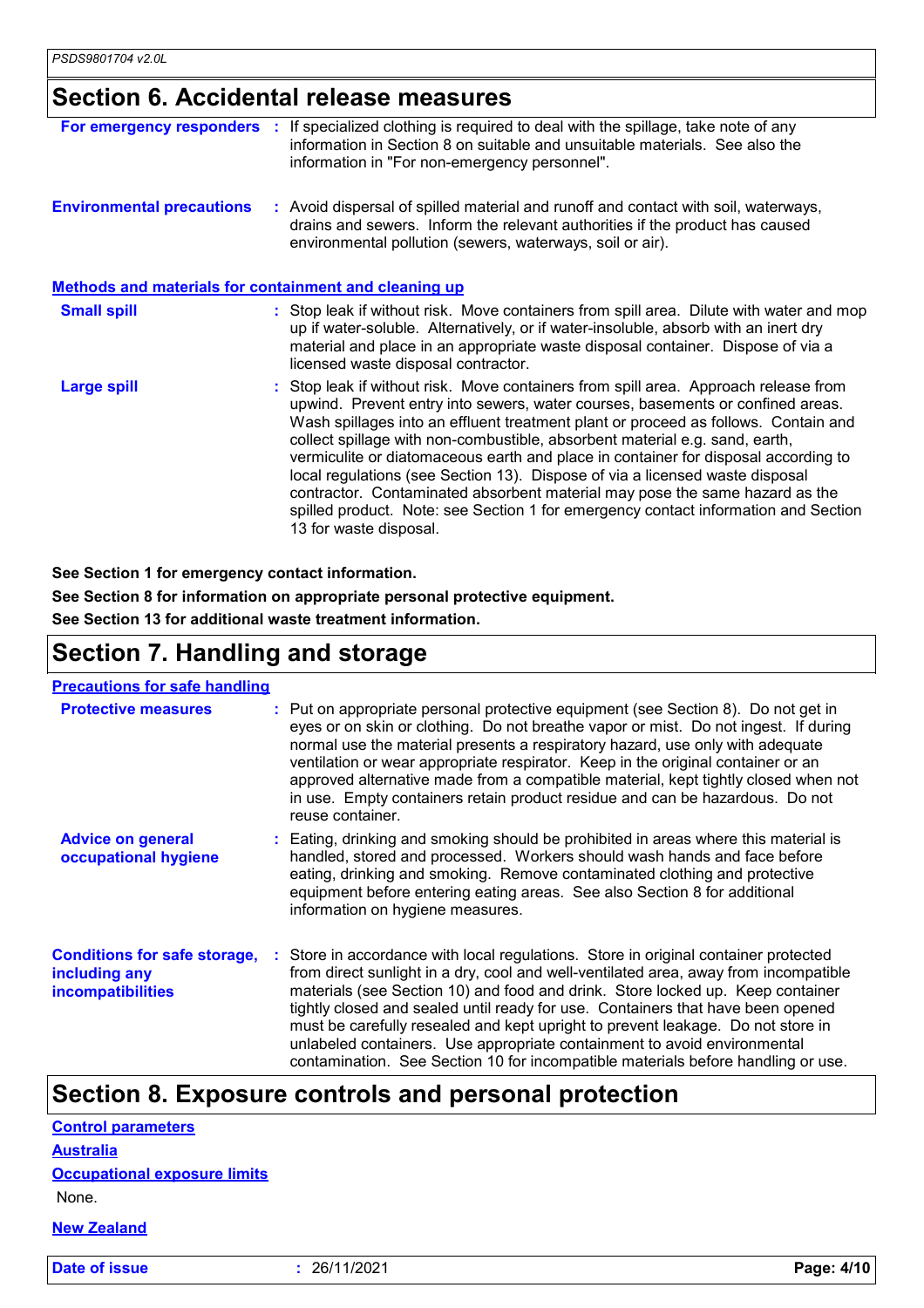## Section 6. Accidental release measures

**For emergency responders** : If specialized clothing is required to deal with the spillage, take note of any information in Section 8 on suitable and unsuitable materials. See also the information in "For non-emergency personnel".

**Environmental precautions** : Avoid dispersal of spilled material and runoff and contact with soil, waterways, drains and sewers. Inform the relevant authorities if the product has caused environmental pollution (sewers, waterways, soil or air).

### Methods and materials for containment and cleaning up

**Small spill** : Stop leak if without risk. Move containers from spill area. Dilute with water and mop up if water-soluble. Alternatively, or if water-insoluble, absorb with an inert dry material and place in an appropriate waste disposal container. Dispose of via a licensed waste disposal contractor.

**Large spill** : Stop leak if without risk. Move containers from spill area. Approach release from upwind. Prevent entry into sewers, water courses, basements or confined areas. Wash spillages into an effluent treatment plant or proceed as follows. Contain and collect spillage with non-combustible, absorbent material e.g. sand, earth, vermiculite or diatomaceous earth and place in container for disposal according to local regulations (see Section 13). Dispose of via a licensed waste disposal contractor. Contaminated absorbent material may pose the same hazard as the spilled product. Note: see Section 1 for emergency contact information and Section 13 for waste disposal.

**See Section 1 for emergency contact information.**

**See Section 8 for information on appropriate personal protective equipment.**

**See Section 13 for additional waste treatment information.**

## Section 7. Handling and storage

### Precautions for safe handling

**Protective measures** : Put on appropriate personal protective equipment (see Section 8). Do not get in eyes or on skin or clothing. Do not breathe vapor or mist. Do not ingest. If during normal use the material presents a respiratory hazard, use only with adequate ventilation or wear appropriate respirator. Keep in the original container or an approved alternative made from a compatible material, kept tightly closed when not in use. Empty containers retain product residue and can be hazardous. Do not reuse container.

**Advice on general occupational hygiene** : Eating, drinking and smoking should be prohibited in areas where this material is handled, stored and processed. Workers should wash hands and face before eating, drinking and smoking. Remove contaminated clothing and protective equipment before entering eating areas. See also Section 8 for additional information on hygiene measures.

**Conditions for safe storage, including any incompatibilities** : Store in accordance with local regulations. Store in original container protected from direct sunlight in a dry, cool and well-ventilated area, away from incompatible materials (see Section 10) and food and drink. Store locked up. Keep container tightly closed and sealed until ready for use. Containers that have been opened must be carefully resealed and kept upright to prevent leakage. Do not store in unlabeled containers. Use appropriate containment to avoid environmental contamination. See Section 10 for incompatible materials before handling or use.

## Section 8. Exposure controls and personal protection

### Control parameters

#### Australia

#### Occupational exposure limits

None.

#### New Zealand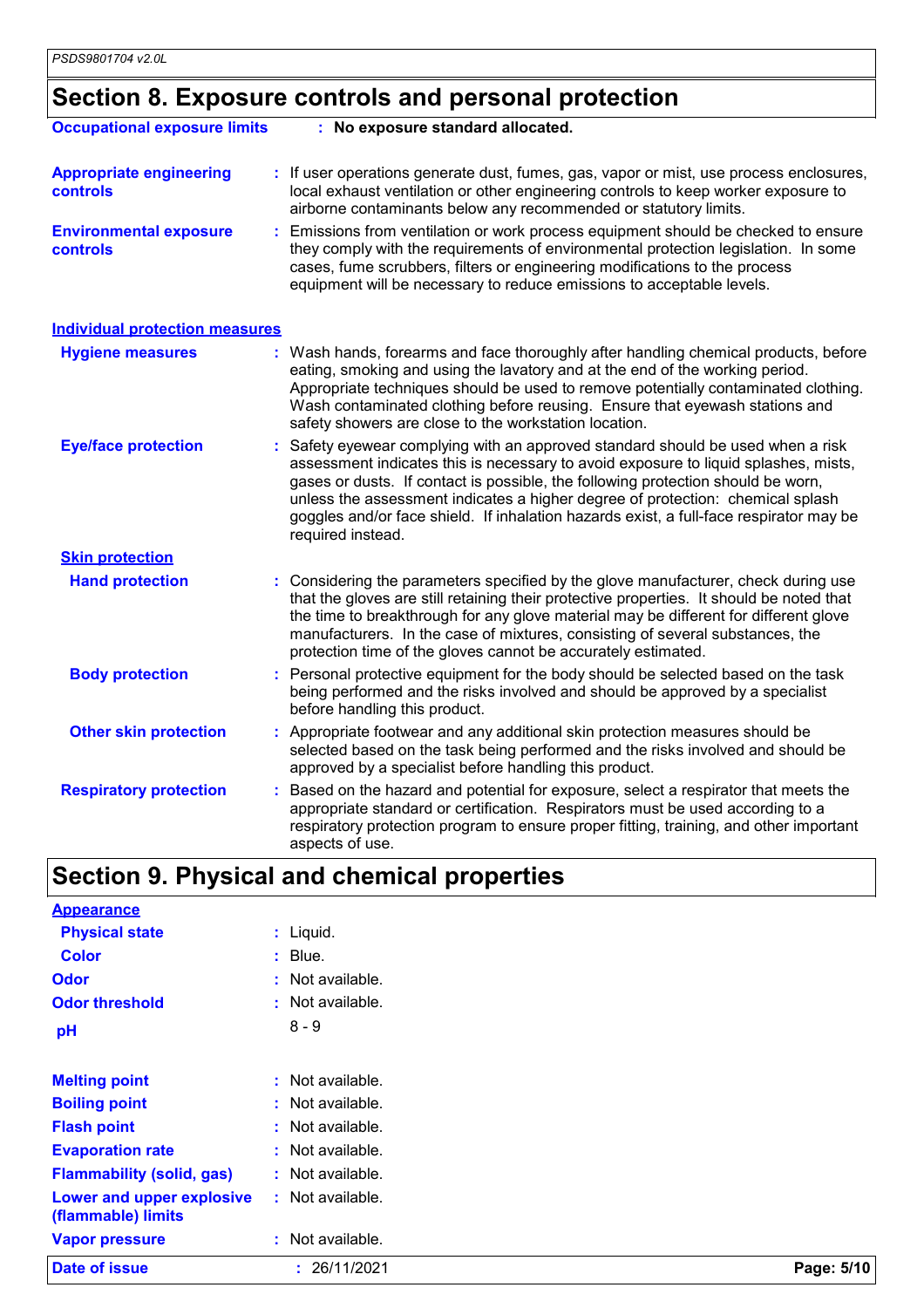## Section 8. Exposure controls and personal protection

**Occupational exposure limits** : **No exposure standard allocated.**

**Appropriate engineering controls** : If user operations generate dust, fumes, gas, vapor or mist, use process enclosures, local exhaust ventilation or other engineering controls to keep worker exposure to airborne contaminants below any recommended or statutory limits.

**Environmental exposure controls** : Emissions from ventilation or work process equipment should be checked to ensure they comply with the requirements of environmental protection legislation. In some cases, fume scrubbers, filters or engineering modifications to the process equipment will be necessary to reduce emissions to acceptable levels.

### Individual protection measures

**Hygiene measures** : Wash hands, forearms and face thoroughly after handling chemical products, before eating, smoking and using the lavatory and at the end of the working period. Appropriate techniques should be used to remove potentially contaminated clothing. Wash contaminated clothing before reusing. Ensure that eyewash stations and safety showers are close to the workstation location.

**Eye/face protection** : Safety eyewear complying with an approved standard should be used when a risk assessment indicates this is necessary to avoid exposure to liquid splashes, mists, gases or dusts. If contact is possible, the following protection should be worn, unless the assessment indicates a higher degree of protection: chemical splash goggles and/or face shield. If inhalation hazards exist, a full-face respirator may be required instead.

**Skin protection**

**Hand protection** : Considering the parameters specified by the glove manufacturer, check during use that the gloves are still retaining their protective properties. It should be noted that the time to breakthrough for any glove material may be different for different glove manufacturers. In the case of mixtures, consisting of several substances, the protection time of the gloves cannot be accurately estimated.

**Body protection** : Personal protective equipment for the body should be selected based on the task being performed and the risks involved and should be approved by a specialist before handling this product.

**Other skin protection** : Appropriate footwear and any additional skin protection measures should be selected based on the task being performed and the risks involved and should be approved by a specialist before handling this product.

**Respiratory protection** : Based on the hazard and potential for exposure, select a respirator that meets the appropriate standard or certification. Respirators must be used according to a respiratory protection program to ensure proper fitting, training, and other important aspects of use.

## Section 9. Physical and chemical properties

**Appearance**

**Physical state** : Liquid.

**Color** : Blue.

**Odor** : Not available.

**Odor threshold** : Not available.

**pH** 8 - 9

**Melting point** : Not available.

**Boiling point** : Not available.

**Flash point** : Not available.

**Evaporation rate** : Not available.

**Flammability (solid, gas)** : Not available.

**Lower and upper explosive (flammable) limits** : Not available.

**Vapor pressure** : Not available.

**Date of issue** : 26/11/2021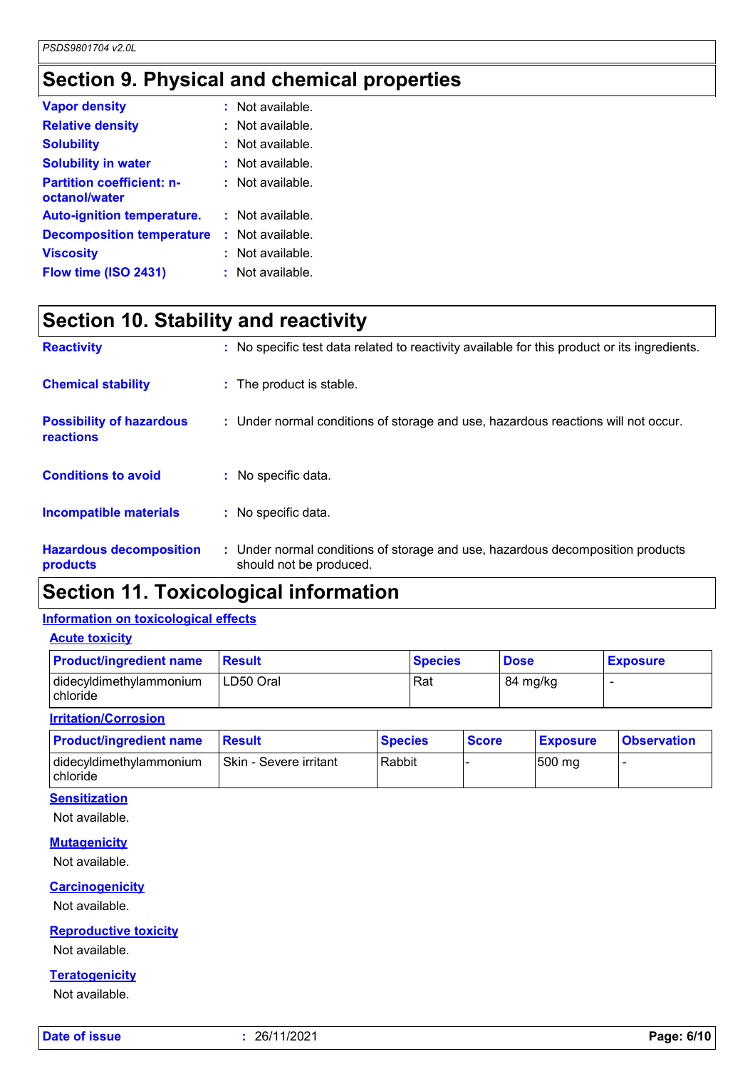## Section 9. Physical and chemical properties

| | |
|---|---|
| **Vapor density** | : Not available. |
| **Relative density** | : Not available. |
| **Solubility** | : Not available. |
| **Solubility in water** | : Not available. |
| **Partition coefficient: n-octanol/water** | : Not available. |
| **Auto-ignition temperature.** | : Not available. |
| **Decomposition temperature** | : Not available. |
| **Viscosity** | : Not available. |
| **Flow time (ISO 2431)** | : Not available. |

## Section 10. Stability and reactivity

| | |
|---|---|
| **Reactivity** | : No specific test data related to reactivity available for this product or its ingredients. |
| **Chemical stability** | : The product is stable. |
| **Possibility of hazardous reactions** | : Under normal conditions of storage and use, hazardous reactions will not occur. |
| **Conditions to avoid** | : No specific data. |
| **Incompatible materials** | : No specific data. |
| **Hazardous decomposition products** | : Under normal conditions of storage and use, hazardous decomposition products should not be produced. |

## Section 11. Toxicological information

### Information on toxicological effects

#### Acute toxicity

| Product/ingredient name | Result | Species | Dose | Exposure |
|---|---|---|---|---|
| didecyldimethylammonium chloride | LD50 Oral | Rat | 84 mg/kg | - |

#### Irritation/Corrosion

| Product/ingredient name | Result | Species | Score | Exposure | Observation |
|---|---|---|---|---|---|
| didecyldimethylammonium chloride | Skin - Severe irritant | Rabbit | - | 500 mg | - |

#### Sensitization

Not available.

#### Mutagenicity

Not available.

#### Carcinogenicity

Not available.

#### Reproductive toxicity

Not available.

#### Teratogenicity

Not available.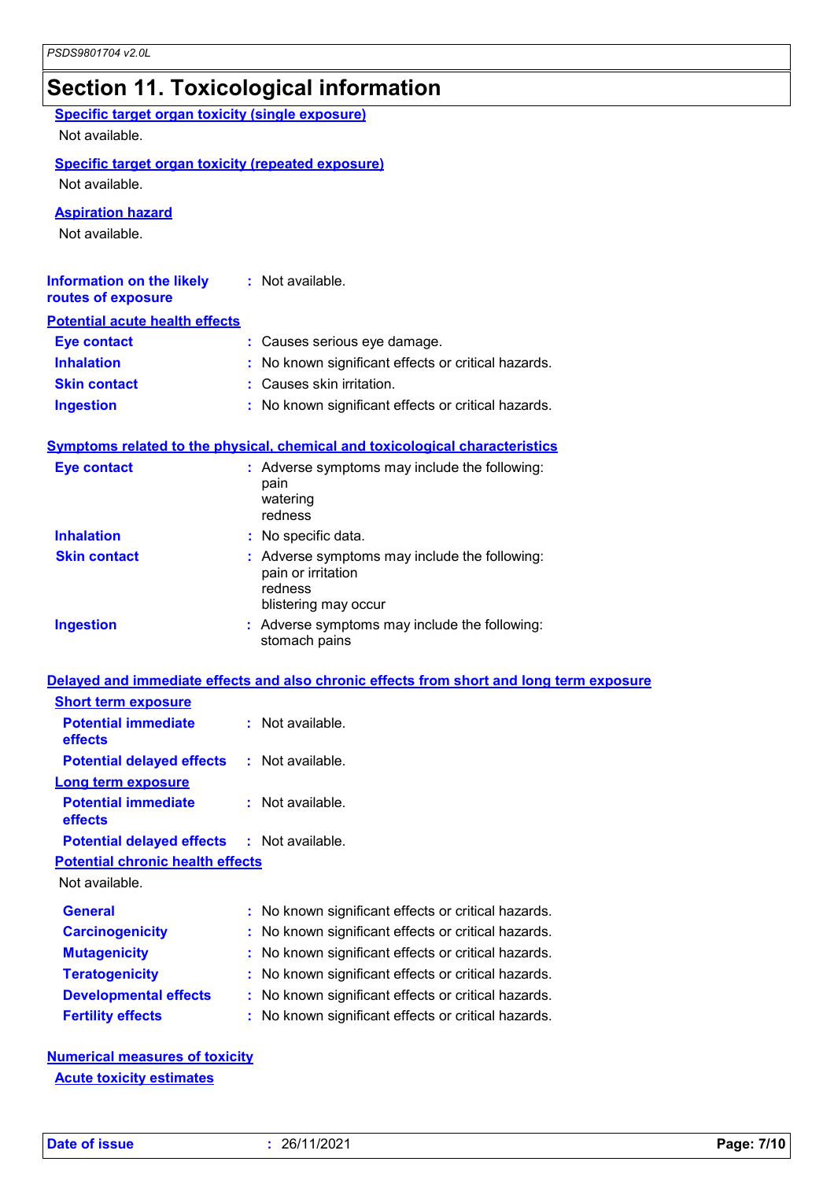## Section 11. Toxicological information

### Specific target organ toxicity (single exposure)

Not available.

### Specific target organ toxicity (repeated exposure)

Not available.

### Aspiration hazard

Not available.

**Information on the likely routes of exposure** : Not available.

### Potential acute health effects

| | |
|---|---|
| **Eye contact** | : Causes serious eye damage. |
| **Inhalation** | : No known significant effects or critical hazards. |
| **Skin contact** | : Causes skin irritation. |
| **Ingestion** | : No known significant effects or critical hazards. |

### Symptoms related to the physical, chemical and toxicological characteristics

| | |
|---|---|
| **Eye contact** | : Adverse symptoms may include the following:<br>pain<br>watering<br>redness |
| **Inhalation** | : No specific data. |
| **Skin contact** | : Adverse symptoms may include the following:<br>pain or irritation<br>redness<br>blistering may occur |
| **Ingestion** | : Adverse symptoms may include the following:<br>stomach pains |

### Delayed and immediate effects and also chronic effects from short and long term exposure

#### Short term exposure

| | |
|---|---|
| **Potential immediate effects** | : Not available. |
| **Potential delayed effects** | : Not available. |

#### Long term exposure

| | |
|---|---|
| **Potential immediate effects** | : Not available. |
| **Potential delayed effects** | : Not available. |

#### Potential chronic health effects

Not available.

| | |
|---|---|
| **General** | : No known significant effects or critical hazards. |
| **Carcinogenicity** | : No known significant effects or critical hazards. |
| **Mutagenicity** | : No known significant effects or critical hazards. |
| **Teratogenicity** | : No known significant effects or critical hazards. |
| **Developmental effects** | : No known significant effects or critical hazards. |
| **Fertility effects** | : No known significant effects or critical hazards. |

### Numerical measures of toxicity

#### Acute toxicity estimates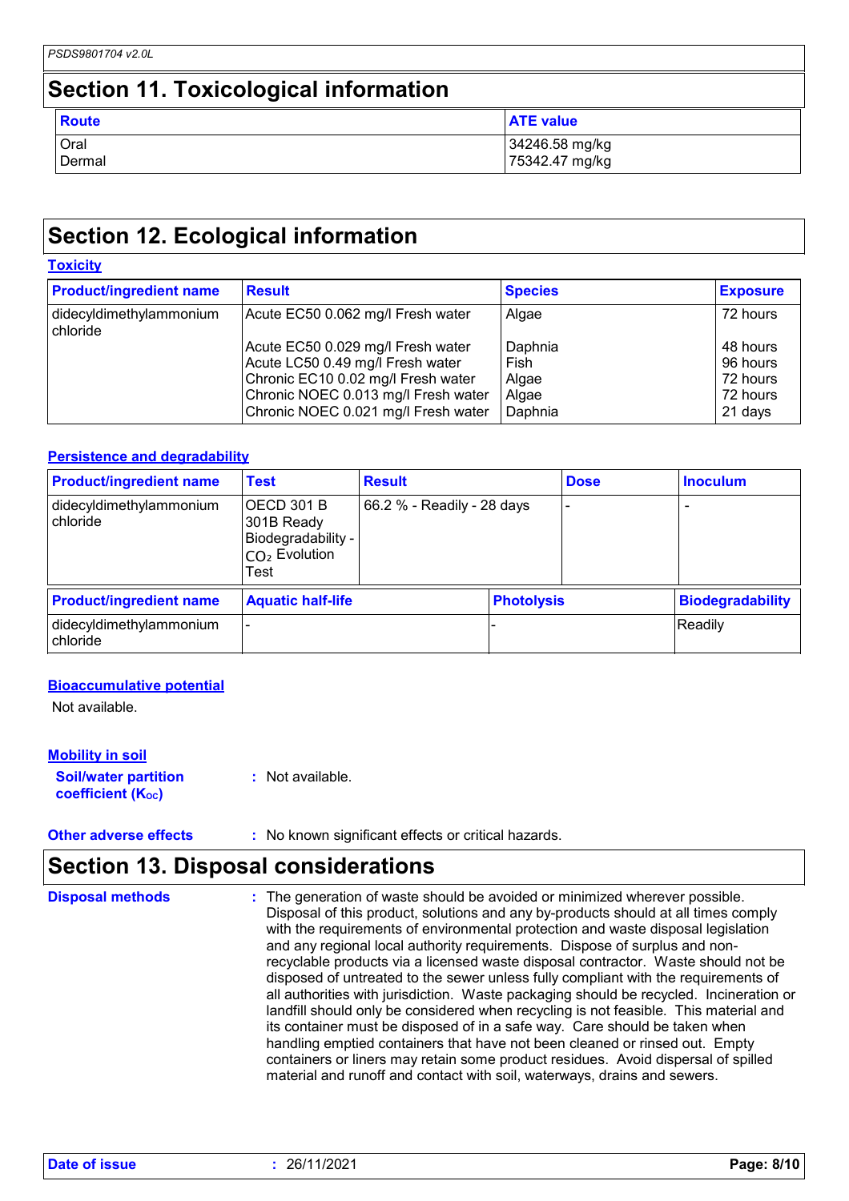## Section 11. Toxicological information

| Route | ATE value |
| --- | --- |
| Oral | 34246.58 mg/kg |
| Dermal | 75342.47 mg/kg |

## Section 12. Ecological information

### Toxicity

| Product/ingredient name | Result | Species | Exposure |
| --- | --- | --- | --- |
| didecyldimethylammonium chloride | Acute EC50 0.062 mg/l Fresh water | Algae | 72 hours |
| | Acute EC50 0.029 mg/l Fresh water | Daphnia | 48 hours |
| | Acute LC50 0.49 mg/l Fresh water | Fish | 96 hours |
| | Chronic EC10 0.02 mg/l Fresh water | Algae | 72 hours |
| | Chronic NOEC 0.013 mg/l Fresh water | Algae | 72 hours |
| | Chronic NOEC 0.021 mg/l Fresh water | Daphnia | 21 days |

### Persistence and degradability

| Product/ingredient name | Test | Result | Dose | Inoculum |
| --- | --- | --- | --- | --- |
| didecyldimethylammonium chloride | OECD 301 B 301B Ready Biodegradability - $CO_2$ Evolution Test | 66.2 % - Readily - 28 days | - | - |

| Product/ingredient name | Aquatic half-life | Photolysis | Biodegradability |
| --- | --- | --- | --- |
| didecyldimethylammonium chloride | - | - | Readily |

### Bioaccumulative potential

Not available.

### Mobility in soil

**Soil/water partition coefficient ($K_{OC}$)** : Not available.

**Other adverse effects** : No known significant effects or critical hazards.

## Section 13. Disposal considerations

**Disposal methods** : The generation of waste should be avoided or minimized wherever possible. Disposal of this product, solutions and any by-products should at all times comply with the requirements of environmental protection and waste disposal legislation and any regional local authority requirements. Dispose of surplus and non-recyclable products via a licensed waste disposal contractor. Waste should not be disposed of untreated to the sewer unless fully compliant with the requirements of all authorities with jurisdiction. Waste packaging should be recycled. Incineration or landfill should only be considered when recycling is not feasible. This material and its container must be disposed of in a safe way. Care should be taken when handling emptied containers that have not been cleaned or rinsed out. Empty containers or liners may retain some product residues. Avoid dispersal of spilled material and runoff and contact with soil, waterways, drains and sewers.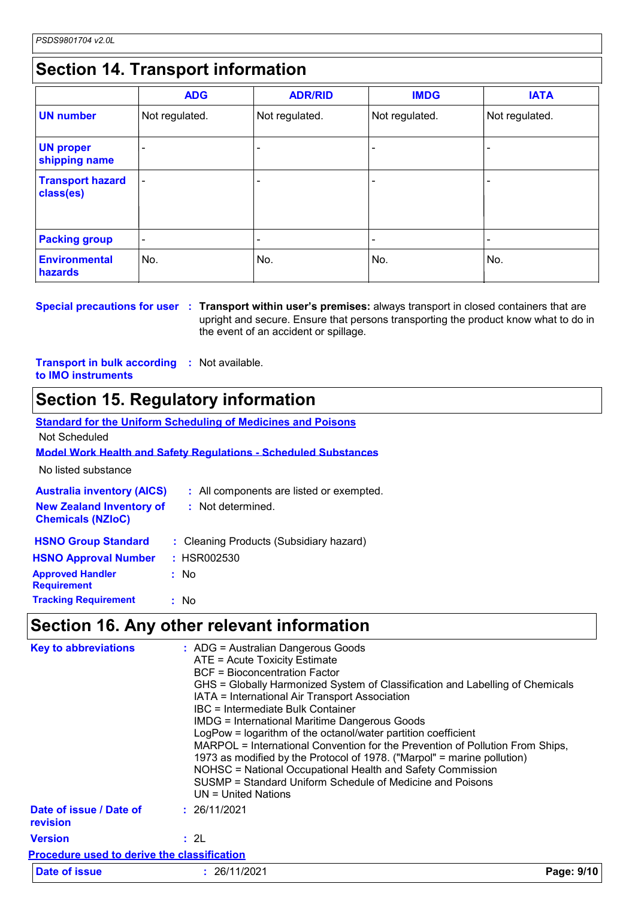## Section 14. Transport information

| | ADG | ADR/RID | IMDG | IATA |
|---|---|---|---|---|
| **UN number** | Not regulated. | Not regulated. | Not regulated. | Not regulated. |
| **UN proper shipping name** | - | - | - | - |
| **Transport hazard class(es)** | - | - | - | - |
| **Packing group** | - | - | - | - |
| **Environmental hazards** | No. | No. | No. | No. |

**Special precautions for user** : **Transport within user's premises:** always transport in closed containers that are upright and secure. Ensure that persons transporting the product know what to do in the event of an accident or spillage.

**Transport in bulk according to IMO instruments** : Not available.

## Section 15. Regulatory information

**Standard for the Uniform Scheduling of Medicines and Poisons**

Not Scheduled

**Model Work Health and Safety Regulations - Scheduled Substances**

No listed substance

**Australia inventory (AICS)** : All components are listed or exempted.

**New Zealand Inventory of Chemicals (NZIoC)** : Not determined.

**HSNO Group Standard** : Cleaning Products (Subsidiary hazard)

**HSNO Approval Number** : HSR002530

**Approved Handler Requirement** : No

**Tracking Requirement** : No

## Section 16. Any other relevant information

**Key to abbreviations** :
ADG = Australian Dangerous Goods
ATE = Acute Toxicity Estimate
BCF = Bioconcentration Factor
GHS = Globally Harmonized System of Classification and Labelling of Chemicals
IATA = International Air Transport Association
IBC = Intermediate Bulk Container
IMDG = International Maritime Dangerous Goods
LogPow = logarithm of the octanol/water partition coefficient
MARPOL = International Convention for the Prevention of Pollution From Ships, 1973 as modified by the Protocol of 1978. ("Marpol" = marine pollution)
NOHSC = National Occupational Health and Safety Commission
SUSMP = Standard Uniform Schedule of Medicine and Poisons
UN = United Nations

**Date of issue / Date of revision** : 26/11/2021

**Version** : 2L

**Procedure used to derive the classification**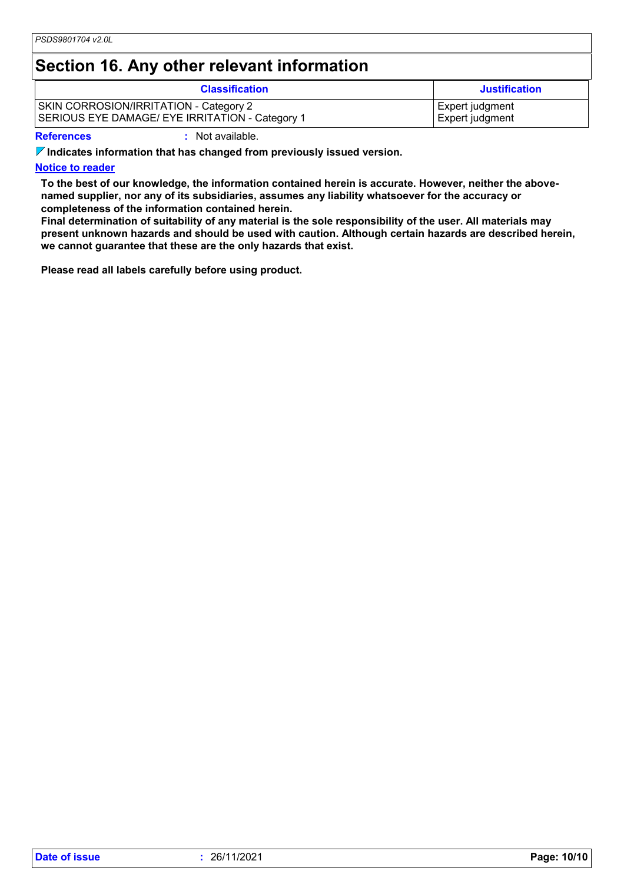# Section 16. Any other relevant information

| Classification | Justification |
| --- | --- |
| SKIN CORROSION/IRRITATION - Category 2 | Expert judgment |
| SERIOUS EYE DAMAGE/ EYE IRRITATION - Category 1 | Expert judgment |

**References** : Not available.

**Indicates information that has changed from previously issued version.**

**Notice to reader**

**To the best of our knowledge, the information contained herein is accurate. However, neither the above-named supplier, nor any of its subsidiaries, assumes any liability whatsoever for the accuracy or completeness of the information contained herein.**
**Final determination of suitability of any material is the sole responsibility of the user. All materials may present unknown hazards and should be used with caution. Although certain hazards are described herein, we cannot guarantee that these are the only hazards that exist.**

**Please read all labels carefully before using product.**